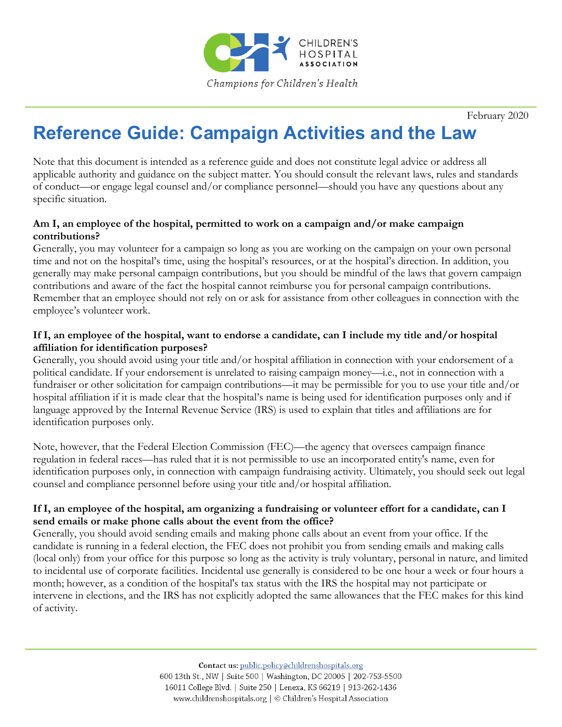CHILDREN'S HOSPITAL ASSOCIATION

*Champions for Children's Health*

February 2020

# Reference Guide: Campaign Activities and the Law

Note that this document is intended as a reference guide and does not constitute legal advice or address all applicable authority and guidance on the subject matter. You should consult the relevant laws, rules and standards of conduct—or engage legal counsel and/or compliance personnel—should you have any questions about any specific situation.

**Am I, an employee of the hospital, permitted to work on a campaign and/or make campaign contributions?**

Generally, you may volunteer for a campaign so long as you are working on the campaign on your own personal time and not on the hospital's time, using the hospital's resources, or at the hospital's direction. In addition, you generally may make personal campaign contributions, but you should be mindful of the laws that govern campaign contributions and aware of the fact the hospital cannot reimburse you for personal campaign contributions. Remember that an employee should not rely on or ask for assistance from other colleagues in connection with the employee's volunteer work.

**If I, an employee of the hospital, want to endorse a candidate, can I include my title and/or hospital affiliation for identification purposes?**

Generally, you should avoid using your title and/or hospital affiliation in connection with your endorsement of a political candidate. If your endorsement is unrelated to raising campaign money—i.e., not in connection with a fundraiser or other solicitation for campaign contributions—it may be permissible for you to use your title and/or hospital affiliation if it is made clear that the hospital's name is being used for identification purposes only and if language approved by the Internal Revenue Service (IRS) is used to explain that titles and affiliations are for identification purposes only.

Note, however, that the Federal Election Commission (FEC)—the agency that oversees campaign finance regulation in federal races—has ruled that it is not permissible to use an incorporated entity's name, even for identification purposes only, in connection with campaign fundraising activity. Ultimately, you should seek out legal counsel and compliance personnel before using your title and/or hospital affiliation.

**If I, an employee of the hospital, am organizing a fundraising or volunteer effort for a candidate, can I send emails or make phone calls about the event from the office?**

Generally, you should avoid sending emails and making phone calls about an event from your office. If the candidate is running in a federal election, the FEC does not prohibit you from sending emails and making calls (local only) from your office for this purpose so long as the activity is truly voluntary, personal in nature, and limited to incidental use of corporate facilities. Incidental use generally is considered to be one hour a week or four hours a month; however, as a condition of the hospital's tax status with the IRS the hospital may not participate or intervene in elections, and the IRS has not explicitly adopted the same allowances that the FEC makes for this kind of activity.

**Contact us:** public.policy@childrenshospitals.org
600 13th St., NW | Suite 500 | Washington, DC 20005 | 202-753-5500
16011 College Blvd. | Suite 250 | Lenexa, KS 66219 | 913-262-1436
www.childrenshospitals.org | © Children's Hospital Association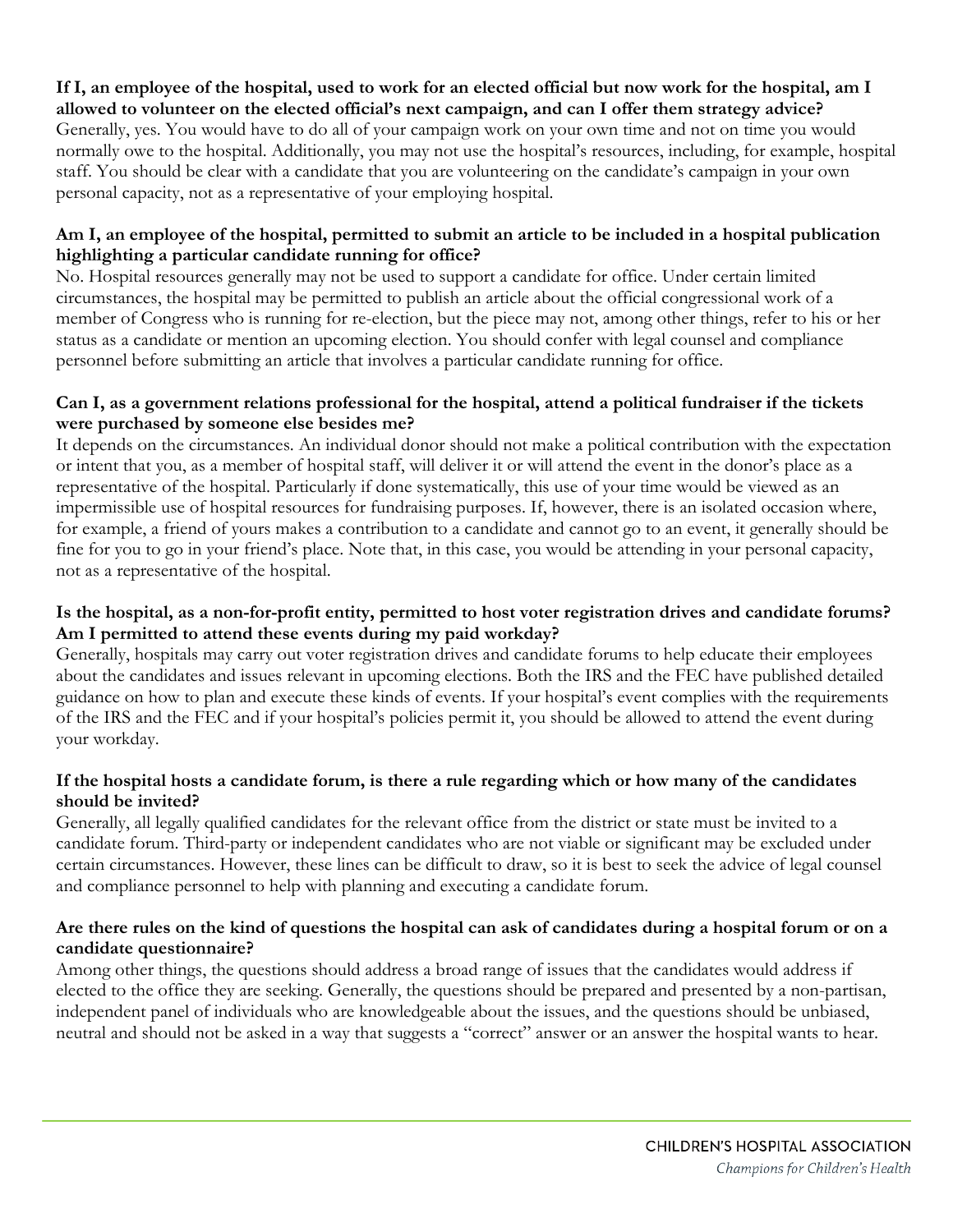**If I, an employee of the hospital, used to work for an elected official but now work for the hospital, am I allowed to volunteer on the elected official's next campaign, and can I offer them strategy advice?**
Generally, yes. You would have to do all of your campaign work on your own time and not on time you would normally owe to the hospital. Additionally, you may not use the hospital's resources, including, for example, hospital staff. You should be clear with a candidate that you are volunteering on the candidate's campaign in your own personal capacity, not as a representative of your employing hospital.

**Am I, an employee of the hospital, permitted to submit an article to be included in a hospital publication highlighting a particular candidate running for office?**
No. Hospital resources generally may not be used to support a candidate for office. Under certain limited circumstances, the hospital may be permitted to publish an article about the official congressional work of a member of Congress who is running for re-election, but the piece may not, among other things, refer to his or her status as a candidate or mention an upcoming election. You should confer with legal counsel and compliance personnel before submitting an article that involves a particular candidate running for office.

**Can I, as a government relations professional for the hospital, attend a political fundraiser if the tickets were purchased by someone else besides me?**
It depends on the circumstances. An individual donor should not make a political contribution with the expectation or intent that you, as a member of hospital staff, will deliver it or will attend the event in the donor's place as a representative of the hospital. Particularly if done systematically, this use of your time would be viewed as an impermissible use of hospital resources for fundraising purposes. If, however, there is an isolated occasion where, for example, a friend of yours makes a contribution to a candidate and cannot go to an event, it generally should be fine for you to go in your friend's place. Note that, in this case, you would be attending in your personal capacity, not as a representative of the hospital.

**Is the hospital, as a non-for-profit entity, permitted to host voter registration drives and candidate forums? Am I permitted to attend these events during my paid workday?**
Generally, hospitals may carry out voter registration drives and candidate forums to help educate their employees about the candidates and issues relevant in upcoming elections. Both the IRS and the FEC have published detailed guidance on how to plan and execute these kinds of events. If your hospital's event complies with the requirements of the IRS and the FEC and if your hospital's policies permit it, you should be allowed to attend the event during your workday.

**If the hospital hosts a candidate forum, is there a rule regarding which or how many of the candidates should be invited?**
Generally, all legally qualified candidates for the relevant office from the district or state must be invited to a candidate forum. Third-party or independent candidates who are not viable or significant may be excluded under certain circumstances. However, these lines can be difficult to draw, so it is best to seek the advice of legal counsel and compliance personnel to help with planning and executing a candidate forum.

**Are there rules on the kind of questions the hospital can ask of candidates during a hospital forum or on a candidate questionnaire?**
Among other things, the questions should address a broad range of issues that the candidates would address if elected to the office they are seeking. Generally, the questions should be prepared and presented by a non-partisan, independent panel of individuals who are knowledgeable about the issues, and the questions should be unbiased, neutral and should not be asked in a way that suggests a "correct" answer or an answer the hospital wants to hear.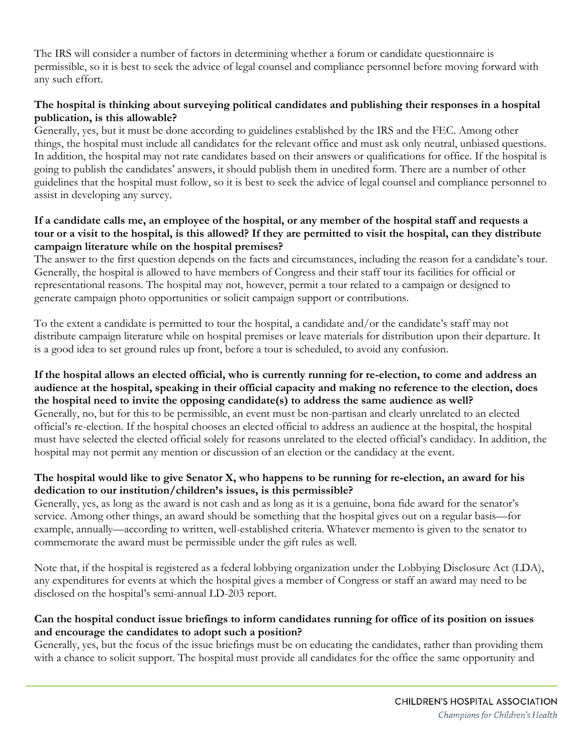The IRS will consider a number of factors in determining whether a forum or candidate questionnaire is permissible, so it is best to seek the advice of legal counsel and compliance personnel before moving forward with any such effort.

**The hospital is thinking about surveying political candidates and publishing their responses in a hospital publication, is this allowable?**

Generally, yes, but it must be done according to guidelines established by the IRS and the FEC. Among other things, the hospital must include all candidates for the relevant office and must ask only neutral, unbiased questions. In addition, the hospital may not rate candidates based on their answers or qualifications for office. If the hospital is going to publish the candidates' answers, it should publish them in unedited form. There are a number of other guidelines that the hospital must follow, so it is best to seek the advice of legal counsel and compliance personnel to assist in developing any survey.

**If a candidate calls me, an employee of the hospital, or any member of the hospital staff and requests a tour or a visit to the hospital, is this allowed? If they are permitted to visit the hospital, can they distribute campaign literature while on the hospital premises?**

The answer to the first question depends on the facts and circumstances, including the reason for a candidate's tour. Generally, the hospital is allowed to have members of Congress and their staff tour its facilities for official or representational reasons. The hospital may not, however, permit a tour related to a campaign or designed to generate campaign photo opportunities or solicit campaign support or contributions.

To the extent a candidate is permitted to tour the hospital, a candidate and/or the candidate's staff may not distribute campaign literature while on hospital premises or leave materials for distribution upon their departure. It is a good idea to set ground rules up front, before a tour is scheduled, to avoid any confusion.

**If the hospital allows an elected official, who is currently running for re-election, to come and address an audience at the hospital, speaking in their official capacity and making no reference to the election, does the hospital need to invite the opposing candidate(s) to address the same audience as well?**

Generally, no, but for this to be permissible, an event must be non-partisan and clearly unrelated to an elected official's re-election. If the hospital chooses an elected official to address an audience at the hospital, the hospital must have selected the elected official solely for reasons unrelated to the elected official's candidacy. In addition, the hospital may not permit any mention or discussion of an election or the candidacy at the event.

**The hospital would like to give Senator X, who happens to be running for re-election, an award for his dedication to our institution/children's issues, is this permissible?**

Generally, yes, as long as the award is not cash and as long as it is a genuine, bona fide award for the senator's service. Among other things, an award should be something that the hospital gives out on a regular basis—for example, annually—according to written, well-established criteria. Whatever memento is given to the senator to commemorate the award must be permissible under the gift rules as well.

Note that, if the hospital is registered as a federal lobbying organization under the Lobbying Disclosure Act (LDA), any expenditures for events at which the hospital gives a member of Congress or staff an award may need to be disclosed on the hospital's semi-annual LD-203 report.

**Can the hospital conduct issue briefings to inform candidates running for office of its position on issues and encourage the candidates to adopt such a position?**

Generally, yes, but the focus of the issue briefings must be on educating the candidates, rather than providing them with a chance to solicit support. The hospital must provide all candidates for the office the same opportunity and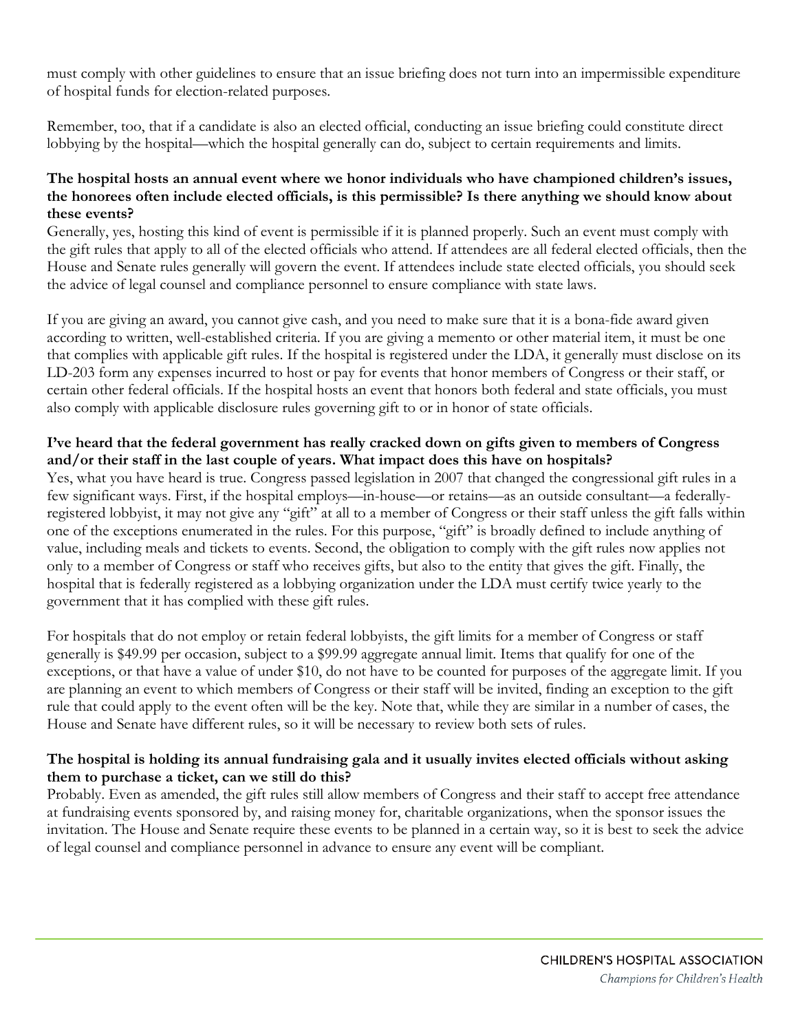must comply with other guidelines to ensure that an issue briefing does not turn into an impermissible expenditure of hospital funds for election-related purposes.

Remember, too, that if a candidate is also an elected official, conducting an issue briefing could constitute direct lobbying by the hospital—which the hospital generally can do, subject to certain requirements and limits.

**The hospital hosts an annual event where we honor individuals who have championed children's issues, the honorees often include elected officials, is this permissible? Is there anything we should know about these events?**

Generally, yes, hosting this kind of event is permissible if it is planned properly. Such an event must comply with the gift rules that apply to all of the elected officials who attend. If attendees are all federal elected officials, then the House and Senate rules generally will govern the event. If attendees include state elected officials, you should seek the advice of legal counsel and compliance personnel to ensure compliance with state laws.

If you are giving an award, you cannot give cash, and you need to make sure that it is a bona-fide award given according to written, well-established criteria. If you are giving a memento or other material item, it must be one that complies with applicable gift rules. If the hospital is registered under the LDA, it generally must disclose on its LD-203 form any expenses incurred to host or pay for events that honor members of Congress or their staff, or certain other federal officials. If the hospital hosts an event that honors both federal and state officials, you must also comply with applicable disclosure rules governing gift to or in honor of state officials.

**I've heard that the federal government has really cracked down on gifts given to members of Congress and/or their staff in the last couple of years. What impact does this have on hospitals?**

Yes, what you have heard is true. Congress passed legislation in 2007 that changed the congressional gift rules in a few significant ways. First, if the hospital employs—in-house—or retains—as an outside consultant—a federally-registered lobbyist, it may not give any "gift" at all to a member of Congress or their staff unless the gift falls within one of the exceptions enumerated in the rules. For this purpose, "gift" is broadly defined to include anything of value, including meals and tickets to events. Second, the obligation to comply with the gift rules now applies not only to a member of Congress or staff who receives gifts, but also to the entity that gives the gift. Finally, the hospital that is federally registered as a lobbying organization under the LDA must certify twice yearly to the government that it has complied with these gift rules.

For hospitals that do not employ or retain federal lobbyists, the gift limits for a member of Congress or staff generally is $49.99 per occasion, subject to a $99.99 aggregate annual limit. Items that qualify for one of the exceptions, or that have a value of under $10, do not have to be counted for purposes of the aggregate limit. If you are planning an event to which members of Congress or their staff will be invited, finding an exception to the gift rule that could apply to the event often will be the key. Note that, while they are similar in a number of cases, the House and Senate have different rules, so it will be necessary to review both sets of rules.

**The hospital is holding its annual fundraising gala and it usually invites elected officials without asking them to purchase a ticket, can we still do this?**

Probably. Even as amended, the gift rules still allow members of Congress and their staff to accept free attendance at fundraising events sponsored by, and raising money for, charitable organizations, when the sponsor issues the invitation. The House and Senate require these events to be planned in a certain way, so it is best to seek the advice of legal counsel and compliance personnel in advance to ensure any event will be compliant.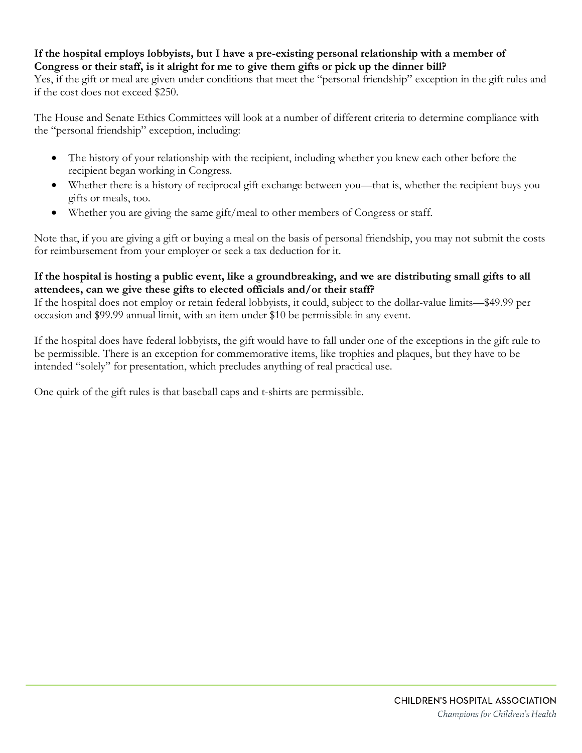**If the hospital employs lobbyists, but I have a pre-existing personal relationship with a member of Congress or their staff, is it alright for me to give them gifts or pick up the dinner bill?**
Yes, if the gift or meal are given under conditions that meet the "personal friendship" exception in the gift rules and if the cost does not exceed $250.

The House and Senate Ethics Committees will look at a number of different criteria to determine compliance with the "personal friendship" exception, including:

- The history of your relationship with the recipient, including whether you knew each other before the recipient began working in Congress.
- Whether there is a history of reciprocal gift exchange between you—that is, whether the recipient buys you gifts or meals, too.
- Whether you are giving the same gift/meal to other members of Congress or staff.

Note that, if you are giving a gift or buying a meal on the basis of personal friendship, you may not submit the costs for reimbursement from your employer or seek a tax deduction for it.

**If the hospital is hosting a public event, like a groundbreaking, and we are distributing small gifts to all attendees, can we give these gifts to elected officials and/or their staff?**
If the hospital does not employ or retain federal lobbyists, it could, subject to the dollar-value limits—$49.99 per occasion and $99.99 annual limit, with an item under $10 be permissible in any event.

If the hospital does have federal lobbyists, the gift would have to fall under one of the exceptions in the gift rule to be permissible. There is an exception for commemorative items, like trophies and plaques, but they have to be intended "solely" for presentation, which precludes anything of real practical use.

One quirk of the gift rules is that baseball caps and t-shirts are permissible.